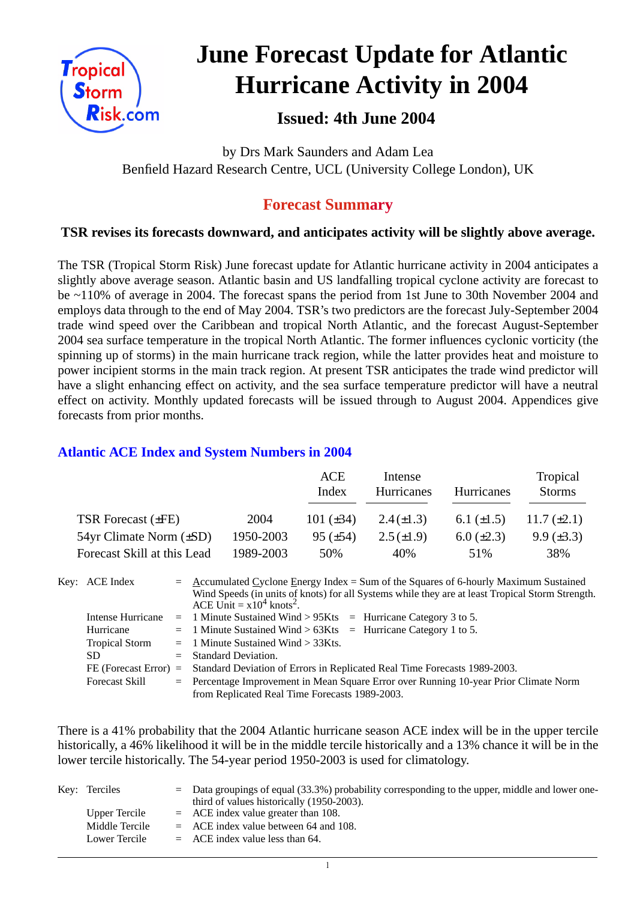# June Forecast Update for Atlantic Hurricane Activity in 2004

## Issued: 4th June 2004

by Drs Mark Saunders and Adam Lea
Benfield Hazard Research Centre, UCL (University College London), UK

## Forecast Summary

**TSR revises its forecasts downward, and anticipates activity will be slightly above average.**

The TSR (Tropical Storm Risk) June forecast update for Atlantic hurricane activity in 2004 anticipates a slightly above average season. Atlantic basin and US landfalling tropical cyclone activity are forecast to be ~110% of average in 2004. The forecast spans the period from 1st June to 30th November 2004 and employs data through to the end of May 2004. TSR's two predictors are the forecast July-September 2004 trade wind speed over the Caribbean and tropical North Atlantic, and the forecast August-September 2004 sea surface temperature in the tropical North Atlantic. The former influences cyclonic vorticity (the spinning up of storms) in the main hurricane track region, while the latter provides heat and moisture to power incipient storms in the main track region. At present TSR anticipates the trade wind predictor will have a slight enhancing effect on activity, and the sea surface temperature predictor will have a neutral effect on activity. Monthly updated forecasts will be issued through to August 2004. Appendices give forecasts from prior months.

### Atlantic ACE Index and System Numbers in 2004

| | | ACE Index | Intense Hurricanes | Hurricanes | Tropical Storms |
|---|---|---|---|---|---|
| TSR Forecast (±FE) | 2004 | 101 (±34) | 2.4 (±1.3) | 6.1 (±1.5) | 11.7 (±2.1) |
| 54yr Climate Norm (±SD) | 1950-2003 | 95 (±54) | 2.5 (±1.9) | 6.0 (±2.3) | 9.9 (±3.3) |
| Forecast Skill at this Lead | 1989-2003 | 50% | 40% | 51% | 38% |

Key:
- ACE Index = Accumulated Cyclone Energy Index = Sum of the Squares of 6-hourly Maximum Sustained Wind Speeds (in units of knots) for all Systems while they are at least Tropical Storm Strength. ACE Unit = $x10^4$ knots$^2$.
- Intense Hurricane = 1 Minute Sustained Wind > 95Kts = Hurricane Category 3 to 5.
- Hurricane = 1 Minute Sustained Wind > 63Kts = Hurricane Category 1 to 5.
- Tropical Storm = 1 Minute Sustained Wind > 33Kts.
- SD = Standard Deviation.
- FE (Forecast Error) = Standard Deviation of Errors in Replicated Real Time Forecasts 1989-2003.
- Forecast Skill = Percentage Improvement in Mean Square Error over Running 10-year Prior Climate Norm from Replicated Real Time Forecasts 1989-2003.

There is a 41% probability that the 2004 Atlantic hurricane season ACE index will be in the upper tercile historically, a 46% likelihood it will be in the middle tercile historically and a 13% chance it will be in the lower tercile historically. The 54-year period 1950-2003 is used for climatology.

Key:
- Terciles = Data groupings of equal (33.3%) probability corresponding to the upper, middle and lower one-third of values historically (1950-2003).
- Upper Tercile = ACE index value greater than 108.
- Middle Tercile = ACE index value between 64 and 108.
- Lower Tercile = ACE index value less than 64.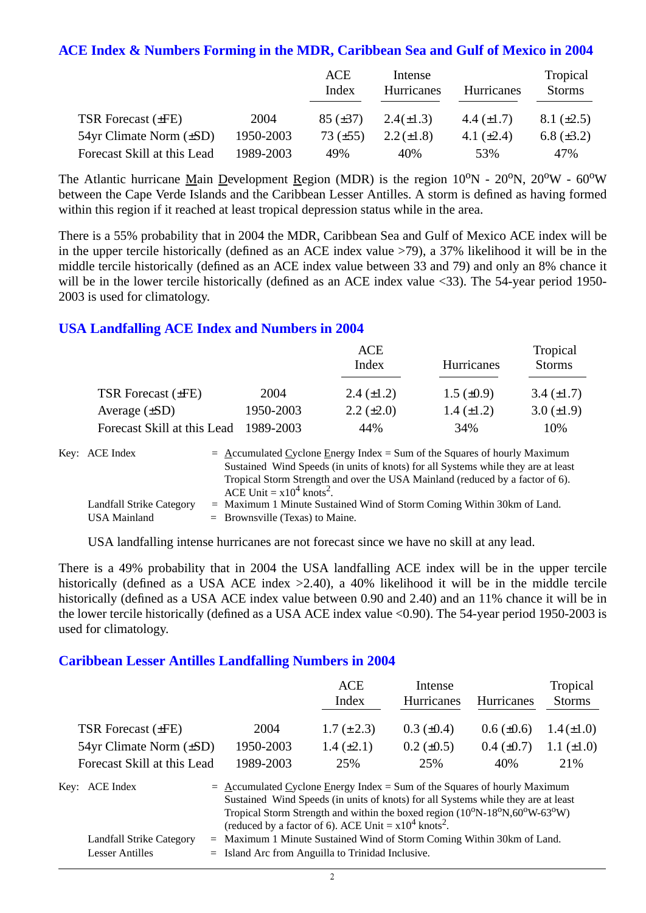## ACE Index & Numbers Forming in the MDR, Caribbean Sea and Gulf of Mexico in 2004

| | | ACE Index | Intense Hurricanes | Hurricanes | Tropical Storms |
|---|---|---|---|---|---|
| TSR Forecast (±FE) | 2004 | 85 (±37) | 2.4(±1.3) | 4.4 (±1.7) | 8.1 (±2.5) |
| 54yr Climate Norm (±SD) | 1950-2003 | 73 (±55) | 2.2(±1.8) | 4.1 (±2.4) | 6.8 (±3.2) |
| Forecast Skill at this Lead | 1989-2003 | 49% | 40% | 53% | 47% |

The Atlantic hurricane Main Development Region (MDR) is the region 10°N - 20°N, 20°W - 60°W between the Cape Verde Islands and the Caribbean Lesser Antilles. A storm is defined as having formed within this region if it reached at least tropical depression status while in the area.

There is a 55% probability that in 2004 the MDR, Caribbean Sea and Gulf of Mexico ACE index will be in the upper tercile historically (defined as an ACE index value >79), a 37% likelihood it will be in the middle tercile historically (defined as an ACE index value between 33 and 79) and only an 8% chance it will be in the lower tercile historically (defined as an ACE index value <33). The 54-year period 1950-2003 is used for climatology.

## USA Landfalling ACE Index and Numbers in 2004

| | | ACE Index | Hurricanes | Tropical Storms |
|---|---|---|---|---|
| TSR Forecast (±FE) | 2004 | 2.4 (±1.2) | 1.5 (±0.9) | 3.4 (±1.7) |
| Average (±SD) | 1950-2003 | 2.2 (±2.0) | 1.4 (±1.2) | 3.0 (±1.9) |
| Forecast Skill at this Lead | 1989-2003 | 44% | 34% | 10% |

Key: ACE Index = Accumulated Cyclone Energy Index = Sum of the Squares of hourly Maximum Sustained Wind Speeds (in units of knots) for all Systems while they are at least Tropical Storm Strength and over the USA Mainland (reduced by a factor of 6). ACE Unit = $x10^4$ knots$^2$.

Landfall Strike Category = Maximum 1 Minute Sustained Wind of Storm Coming Within 30km of Land.

USA Mainland = Brownsville (Texas) to Maine.

USA landfalling intense hurricanes are not forecast since we have no skill at any lead.

There is a 49% probability that in 2004 the USA landfalling ACE index will be in the upper tercile historically (defined as a USA ACE index >2.40), a 40% likelihood it will be in the middle tercile historically (defined as a USA ACE index value between 0.90 and 2.40) and an 11% chance it will be in the lower tercile historically (defined as a USA ACE index value <0.90). The 54-year period 1950-2003 is used for climatology.

## Caribbean Lesser Antilles Landfalling Numbers in 2004

| | | ACE Index | Intense Hurricanes | Hurricanes | Tropical Storms |
|---|---|---|---|---|---|
| TSR Forecast (±FE) | 2004 | 1.7 (±2.3) | 0.3 (±0.4) | 0.6 (±0.6) | 1.4(±1.0) |
| 54yr Climate Norm (±SD) | 1950-2003 | 1.4 (±2.1) | 0.2 (±0.5) | 0.4 (±0.7) | 1.1 (±1.0) |
| Forecast Skill at this Lead | 1989-2003 | 25% | 25% | 40% | 21% |

Key: ACE Index = Accumulated Cyclone Energy Index = Sum of the Squares of hourly Maximum Sustained Wind Speeds (in units of knots) for all Systems while they are at least Tropical Storm Strength and within the boxed region (10°N-18°N,60°W-63°W) (reduced by a factor of 6). ACE Unit = $x10^4$ knots$^2$.

Landfall Strike Category = Maximum 1 Minute Sustained Wind of Storm Coming Within 30km of Land.

Lesser Antilles = Island Arc from Anguilla to Trinidad Inclusive.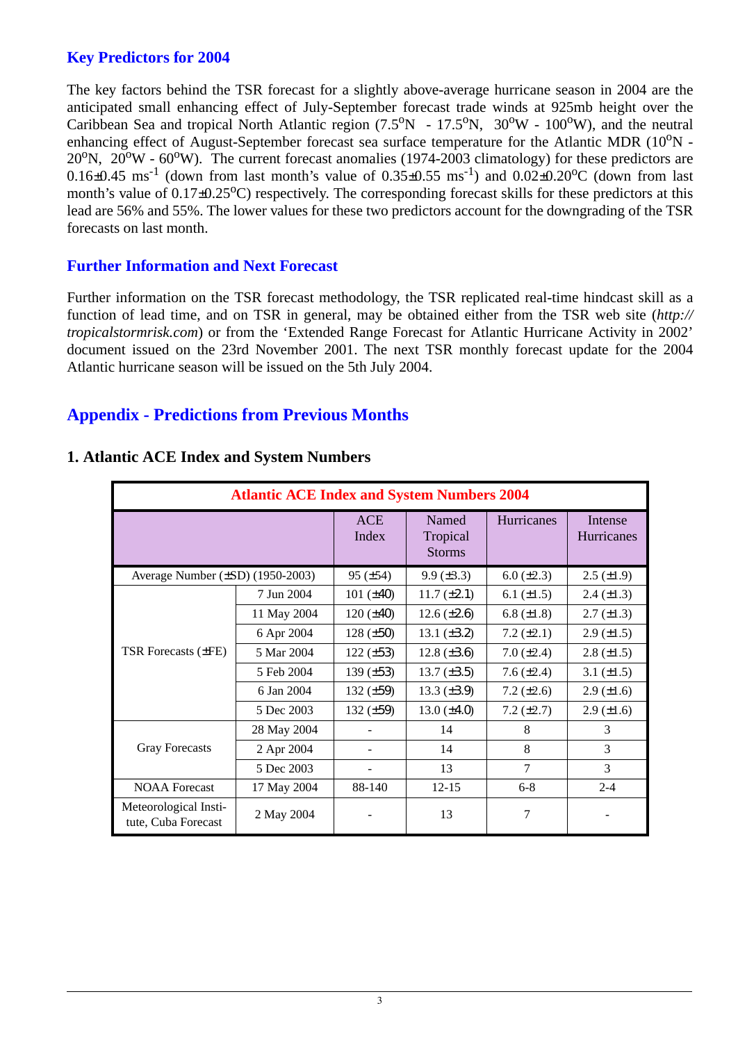## Key Predictors for 2004

The key factors behind the TSR forecast for a slightly above-average hurricane season in 2004 are the anticipated small enhancing effect of July-September forecast trade winds at 925mb height over the Caribbean Sea and tropical North Atlantic region (7.5$^o$N - 17.5$^o$N, 30$^o$W - 100$^o$W), and the neutral enhancing effect of August-September forecast sea surface temperature for the Atlantic MDR (10$^o$N - 20$^o$N, 20$^o$W - 60$^o$W). The current forecast anomalies (1974-2003 climatology) for these predictors are 0.16±0.45 ms$^{-1}$ (down from last month's value of 0.35±0.55 ms$^{-1}$) and 0.02±0.20$^o$C (down from last month's value of 0.17±0.25$^o$C) respectively. The corresponding forecast skills for these predictors at this lead are 56% and 55%. The lower values for these two predictors account for the downgrading of the TSR forecasts on last month.

## Further Information and Next Forecast

Further information on the TSR forecast methodology, the TSR replicated real-time hindcast skill as a function of lead time, and on TSR in general, may be obtained either from the TSR web site (*http://tropicalstormrisk.com*) or from the 'Extended Range Forecast for Atlantic Hurricane Activity in 2002' document issued on the 23rd November 2001. The next TSR monthly forecast update for the 2004 Atlantic hurricane season will be issued on the 5th July 2004.

## Appendix - Predictions from Previous Months

### 1. Atlantic ACE Index and System Numbers

| Atlantic ACE Index and System Numbers 2004 | | | | | |
|---|---|---|---|---|---|
| | | ACE Index | Named Tropical Storms | Hurricanes | Intense Hurricanes |
| Average Number (±SD) (1950-2003) | | 95 (±54) | 9.9 (±3.3) | 6.0 (±2.3) | 2.5 (±1.9) |
| TSR Forecasts (±FE) | 7 Jun 2004 | 101 (±40) | 11.7 (±2.1) | 6.1 (±1.5) | 2.4 (±1.3) |
| | 11 May 2004 | 120 (±40) | 12.6 (±2.6) | 6.8 (±1.8) | 2.7 (±1.3) |
| | 6 Apr 2004 | 128 (±50) | 13.1 (±3.2) | 7.2 (±2.1) | 2.9 (±1.5) |
| | 5 Mar 2004 | 122 (±53) | 12.8 (±3.6) | 7.0 (±2.4) | 2.8 (±1.5) |
| | 5 Feb 2004 | 139 (±53) | 13.7 (±3.5) | 7.6 (±2.4) | 3.1 (±1.5) |
| | 6 Jan 2004 | 132 (±59) | 13.3 (±3.9) | 7.2 (±2.6) | 2.9 (±1.6) |
| | 5 Dec 2003 | 132 (±59) | 13.0 (±4.0) | 7.2 (±2.7) | 2.9 (±1.6) |
| Gray Forecasts | 28 May 2004 | - | 14 | 8 | 3 |
| | 2 Apr 2004 | - | 14 | 8 | 3 |
| | 5 Dec 2003 | - | 13 | 7 | 3 |
| NOAA Forecast | 17 May 2004 | 88-140 | 12-15 | 6-8 | 2-4 |
| Meteorological Institute, Cuba Forecast | 2 May 2004 | - | 13 | 7 | - |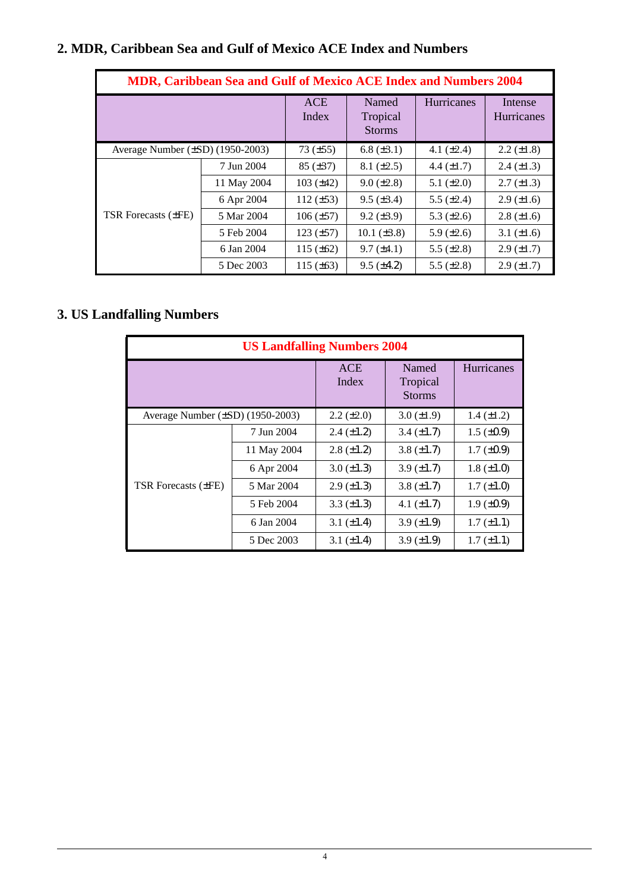## 2. MDR, Caribbean Sea and Gulf of Mexico ACE Index and Numbers

| MDR, Caribbean Sea and Gulf of Mexico ACE Index and Numbers 2004 | | | | | |
|---|---|---|---|---|---|
| | | ACE Index | Named Tropical Storms | Hurricanes | Intense Hurricanes |
| Average Number (±SD) (1950-2003) | | 73 (±55) | 6.8 (±3.1) | 4.1 (±2.4) | 2.2 (±1.8) |
| TSR Forecasts (±FE) | 7 Jun 2004 | 85 (±37) | 8.1 (±2.5) | 4.4 (±1.7) | 2.4 (±1.3) |
| | 11 May 2004 | 103 (±42) | 9.0 (±2.8) | 5.1 (±2.0) | 2.7 (±1.3) |
| | 6 Apr 2004 | 112 (±53) | 9.5 (±3.4) | 5.5 (±2.4) | 2.9 (±1.6) |
| | 5 Mar 2004 | 106 (±57) | 9.2 (±3.9) | 5.3 (±2.6) | 2.8 (±1.6) |
| | 5 Feb 2004 | 123 (±57) | 10.1 (±3.8) | 5.9 (±2.6) | 3.1 (±1.6) |
| | 6 Jan 2004 | 115 (±62) | 9.7 (±4.1) | 5.5 (±2.8) | 2.9 (±1.7) |
| | 5 Dec 2003 | 115 (±63) | 9.5 (±4.2) | 5.5 (±2.8) | 2.9 (±1.7) |

## 3. US Landfalling Numbers

| US Landfalling Numbers 2004 | | | | |
|---|---|---|---|---|
| | | ACE Index | Named Tropical Storms | Hurricanes |
| Average Number (±SD) (1950-2003) | | 2.2 (±2.0) | 3.0 (±1.9) | 1.4 (±1.2) |
| TSR Forecasts (±FE) | 7 Jun 2004 | 2.4 (±1.2) | 3.4 (±1.7) | 1.5 (±0.9) |
| | 11 May 2004 | 2.8 (±1.2) | 3.8 (±1.7) | 1.7 (±0.9) |
| | 6 Apr 2004 | 3.0 (±1.3) | 3.9 (±1.7) | 1.8 (±1.0) |
| | 5 Mar 2004 | 2.9 (±1.3) | 3.8 (±1.7) | 1.7 (±1.0) |
| | 5 Feb 2004 | 3.3 (±1.3) | 4.1 (±1.7) | 1.9 (±0.9) |
| | 6 Jan 2004 | 3.1 (±1.4) | 3.9 (±1.9) | 1.7 (±1.1) |
| | 5 Dec 2003 | 3.1 (±1.4) | 3.9 (±1.9) | 1.7 (±1.1) |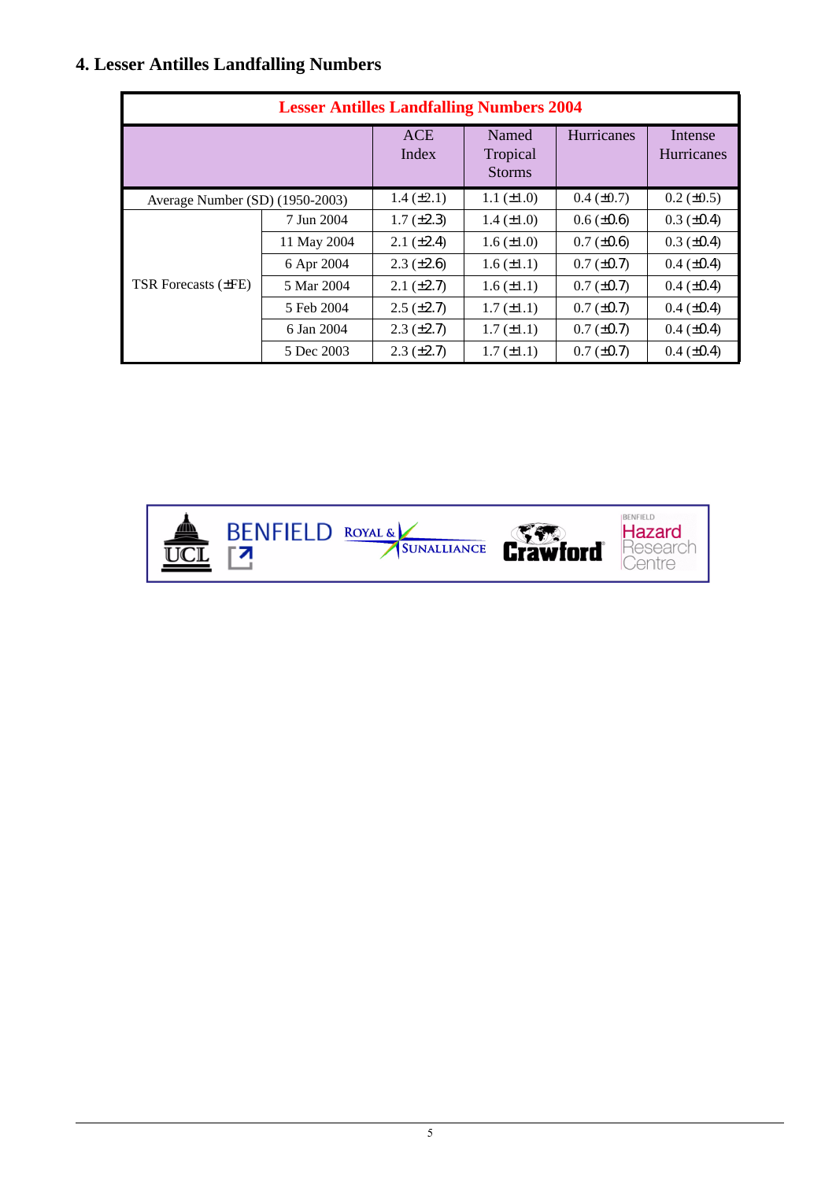## 4. Lesser Antilles Landfalling Numbers

| Lesser Antilles Landfalling Numbers 2004 | | | | | |
|---|---|---|---|---|---|
| | | ACE Index | Named Tropical Storms | Hurricanes | Intense Hurricanes |
| Average Number (SD) (1950-2003) | | 1.4 (±2.1) | 1.1 (±1.0) | 0.4 (±0.7) | 0.2 (±0.5) |
| TSR Forecasts (±FE) | 7 Jun 2004 | 1.7 (±2.3) | 1.4 (±1.0) | 0.6 (±0.6) | 0.3 (±0.4) |
| | 11 May 2004 | 2.1 (±2.4) | 1.6 (±1.0) | 0.7 (±0.6) | 0.3 (±0.4) |
| | 6 Apr 2004 | 2.3 (±2.6) | 1.6 (±1.1) | 0.7 (±0.7) | 0.4 (±0.4) |
| | 5 Mar 2004 | 2.1 (±2.7) | 1.6 (±1.1) | 0.7 (±0.7) | 0.4 (±0.4) |
| | 5 Feb 2004 | 2.5 (±2.7) | 1.7 (±1.1) | 0.7 (±0.7) | 0.4 (±0.4) |
| | 6 Jan 2004 | 2.3 (±2.7) | 1.7 (±1.1) | 0.7 (±0.7) | 0.4 (±0.4) |
| | 5 Dec 2003 | 2.3 (±2.7) | 1.7 (±1.1) | 0.7 (±0.7) | 0.4 (±0.4) |

UCL BENFIELD ROYAL & SUNALLIANCE Crawford BENFIELD Hazard Research Centre